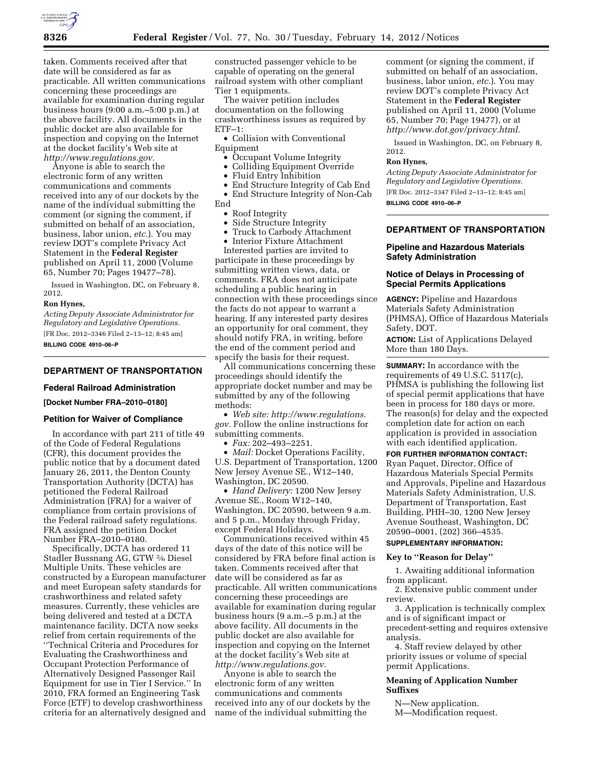taken. Comments received after that date will be considered as far as practicable. All written communications concerning these proceedings are available for examination during regular business hours (9:00 a.m.–5:00 p.m.) at the above facility. All documents in the public docket are also available for inspection and copying on the Internet at the docket facility's Web site at *http://www.regulations.gov.*

Anyone is able to search the electronic form of any written communications and comments received into any of our dockets by the name of the individual submitting the comment (or signing the comment, if submitted on behalf of an association, business, labor union, *etc.*). You may review DOT's complete Privacy Act Statement in the **Federal Register** published on April 11, 2000 (Volume 65, Number 70; Pages 19477–78).

Issued in Washington, DC, on February 8, 2012.

**Ron Hynes,**

*Acting Deputy Associate Administrator for Regulatory and Legislative Operations.*

[FR Doc. 2012–3346 Filed 2–13–12; 8:45 am]

**BILLING CODE 4910–06–P**

## DEPARTMENT OF TRANSPORTATION

### Federal Railroad Administration

**[Docket Number FRA–2010–0180]**

### Petition for Waiver of Compliance

In accordance with part 211 of title 49 of the Code of Federal Regulations (CFR), this document provides the public notice that by a document dated January 26, 2011, the Denton County Transportation Authority (DCTA) has petitioned the Federal Railroad Administration (FRA) for a waiver of compliance from certain provisions of the Federal railroad safety regulations. FRA assigned the petition Docket Number FRA–2010–0180.

Specifically, DCTA has ordered 11 Stadler Bussnang AG, GTW 2⁄6 Diesel Multiple Units. These vehicles are constructed by a European manufacturer and meet European safety standards for crashworthiness and related safety measures. Currently, these vehicles are being delivered and tested at a DCTA maintenance facility. DCTA now seeks relief from certain requirements of the ''Technical Criteria and Procedures for Evaluating the Crashworthiness and Occupant Protection Performance of Alternatively Designed Passenger Rail Equipment for use in Tier I Service.'' In 2010, FRA formed an Engineering Task Force (ETF) to develop crashworthiness criteria for an alternatively designed and constructed passenger vehicle to be capable of operating on the general railroad system with other compliant Tier 1 equipments.

The waiver petition includes documentation on the following crashworthiness issues as required by ETF–1:

- Collision with Conventional Equipment
- Occupant Volume Integrity
- Colliding Equipment Override
- Fluid Entry Inhibition
- End Structure Integrity of Cab End
- End Structure Integrity of Non-Cab End
- Roof Integrity
- Side Structure Integrity
- Truck to Carbody Attachment
- Interior Fixture Attachment

Interested parties are invited to participate in these proceedings by submitting written views, data, or comments. FRA does not anticipate scheduling a public hearing in connection with these proceedings since the facts do not appear to warrant a hearing. If any interested party desires an opportunity for oral comment, they should notify FRA, in writing, before the end of the comment period and specify the basis for their request.

All communications concerning these proceedings should identify the appropriate docket number and may be submitted by any of the following methods:

- *Web site: http://www.regulations.gov.* Follow the online instructions for submitting comments.
- *Fax:* 202–493–2251.
- *Mail:* Docket Operations Facility, U.S. Department of Transportation, 1200 New Jersey Avenue SE., W12–140, Washington, DC 20590.
- *Hand Delivery:* 1200 New Jersey Avenue SE., Room W12–140, Washington, DC 20590, between 9 a.m. and 5 p.m., Monday through Friday, except Federal Holidays.

Communications received within 45 days of the date of this notice will be considered by FRA before final action is taken. Comments received after that date will be considered as far as practicable. All written communications concerning these proceedings are available for examination during regular business hours (9 a.m.–5 p.m.) at the above facility. All documents in the public docket are also available for inspection and copying on the Internet at the docket facility's Web site at *http://www.regulations.gov.*

Anyone is able to search the electronic form of any written communications and comments received into any of our dockets by the name of the individual submitting the comment (or signing the comment, if submitted on behalf of an association, business, labor union, *etc.*). You may review DOT's complete Privacy Act Statement in the **Federal Register** published on April 11, 2000 (Volume 65, Number 70; Page 19477), or at *http://www.dot.gov/privacy.html.*

Issued in Washington, DC, on February 8, 2012.

**Ron Hynes,**

*Acting Deputy Associate Administrator for Regulatory and Legislative Operations.*

[FR Doc. 2012–3347 Filed 2–13–12; 8:45 am]

**BILLING CODE 4910–06–P**

## DEPARTMENT OF TRANSPORTATION

### Pipeline and Hazardous Materials Safety Administration

### Notice of Delays in Processing of Special Permits Applications

**AGENCY:** Pipeline and Hazardous Materials Safety Administration (PHMSA), Office of Hazardous Materials Safety, DOT.

**ACTION:** List of Applications Delayed More than 180 Days.

**SUMMARY:** In accordance with the requirements of 49 U.S.C. 5117(c), PHMSA is publishing the following list of special permit applications that have been in process for 180 days or more. The reason(s) for delay and the expected completion date for action on each application is provided in association with each identified application.

**FOR FURTHER INFORMATION CONTACT:** Ryan Paquet, Director, Office of Hazardous Materials Special Permits and Approvals, Pipeline and Hazardous Materials Safety Administration, U.S. Department of Transportation, East Building, PHH–30, 1200 New Jersey Avenue Southeast, Washington, DC 20590–0001, (202) 366–4535.

**SUPPLEMENTARY INFORMATION:**

#### Key to ''Reason for Delay''

1. Awaiting additional information from applicant.
2. Extensive public comment under review.
3. Application is technically complex and is of significant impact or precedent-setting and requires extensive analysis.
4. Staff review delayed by other priority issues or volume of special permit Applications.

#### Meaning of Application Number Suffixes

N—New application.
M—Modification request.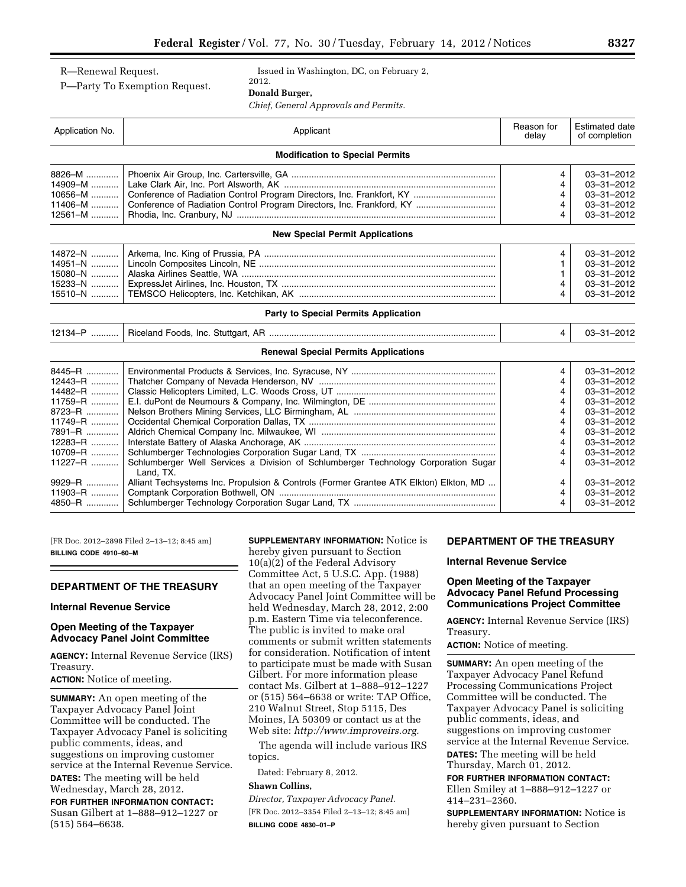R—Renewal Request.

P—Party To Exemption Request.

Issued in Washington, DC, on February 2, 2012.

**Donald Burger,**

*Chief, General Approvals and Permits.*

| Application No. | Applicant | Reason for delay | Estimated date of completion |
|---|---|---|---|
| **Modification to Special Permits** | | | |
| 8826–M | Phoenix Air Group, Inc. Cartersville, GA | 4 | 03–31–2012 |
| 14909–M | Lake Clark Air, Inc. Port Alsworth, AK | 4 | 03–31–2012 |
| 10656–M | Conference of Radiation Control Program Directors, Inc. Frankfort, KY | 4 | 03–31–2012 |
| 11406–M | Conference of Radiation Control Program Directors, Inc. Frankford, KY | 4 | 03–31–2012 |
| 12561–M | Rhodia, Inc. Cranbury, NJ | 4 | 03–31–2012 |
| **New Special Permit Applications** | | | |
| 14872–N | Arkema, Inc. King of Prussia, PA | 4 | 03–31–2012 |
| 14951–N | Lincoln Composites Lincoln, NE | 1 | 03–31–2012 |
| 15080–N | Alaska Airlines Seattle, WA | 1 | 03–31–2012 |
| 15233–N | ExpressJet Airlines, Inc. Houston, TX | 4 | 03–31–2012 |
| 15510–N | TEMSCO Helicopters, Inc. Ketchikan, AK | 4 | 03–31–2012 |
| **Party to Special Permits Application** | | | |
| 12134–P | Riceland Foods, Inc. Stuttgart, AR | 4 | 03–31–2012 |
| **Renewal Special Permits Applications** | | | |
| 8445–R | Environmental Products & Services, Inc. Syracuse, NY | 4 | 03–31–2012 |
| 12443–R | Thatcher Company of Nevada Henderson, NV | 4 | 03–31–2012 |
| 14482–R | Classic Helicopters Limited, L.C. Woods Cross, UT | 4 | 03–31–2012 |
| 11759–R | E.I. duPont de Neumours & Company, Inc. Wilmington, DE | 4 | 03–31–2012 |
| 8723–R | Nelson Brothers Mining Services, LLC Birmingham, AL | 4 | 03–31–2012 |
| 11749–R | Occidental Chemical Corporation Dallas, TX | 4 | 03–31–2012 |
| 7891–R | Aldrich Chemical Company Inc. Milwaukee, WI | 4 | 03–31–2012 |
| 12283–R | Interstate Battery of Alaska Anchorage, AK | 4 | 03–31–2012 |
| 10709–R | Schlumberger Technologies Corporation Sugar Land, TX | 4 | 03–31–2012 |
| 11227–R | Schlumberger Well Services a Division of Schlumberger Technology Corporation Sugar Land, TX. | 4 | 03–31–2012 |
| 9929–R | Alliant Techsystems Inc. Propulsion & Controls (Former Grantee ATK Elkton) Elkton, MD | 4 | 03–31–2012 |
| 11903–R | Comptank Corporation Bothwell, ON | 4 | 03–31–2012 |
| 4850–R | Schlumberger Technology Corporation Sugar Land, TX | 4 | 03–31–2012 |

[FR Doc. 2012–2898 Filed 2–13–12; 8:45 am]

**BILLING CODE 4910–60–M**

## DEPARTMENT OF THE TREASURY

### Internal Revenue Service

### Open Meeting of the Taxpayer Advocacy Panel Joint Committee

**AGENCY:** Internal Revenue Service (IRS) Treasury.

**ACTION:** Notice of meeting.

**SUMMARY:** An open meeting of the Taxpayer Advocacy Panel Joint Committee will be conducted. The Taxpayer Advocacy Panel is soliciting public comments, ideas, and suggestions on improving customer service at the Internal Revenue Service.

**DATES:** The meeting will be held Wednesday, March 28, 2012.

**FOR FURTHER INFORMATION CONTACT:** Susan Gilbert at 1–888–912–1227 or (515) 564–6638.

**SUPPLEMENTARY INFORMATION:** Notice is hereby given pursuant to Section 10(a)(2) of the Federal Advisory Committee Act, 5 U.S.C. App. (1988) that an open meeting of the Taxpayer Advocacy Panel Joint Committee will be held Wednesday, March 28, 2012, 2:00 p.m. Eastern Time via teleconference. The public is invited to make oral comments or submit written statements for consideration. Notification of intent to participate must be made with Susan Gilbert. For more information please contact Ms. Gilbert at 1–888–912–1227 or (515) 564–6638 or write: TAP Office, 210 Walnut Street, Stop 5115, Des Moines, IA 50309 or contact us at the Web site: *http://www.improveirs.org.*

The agenda will include various IRS topics.

Dated: February 8, 2012.

**Shawn Collins,**

*Director, Taxpayer Advocacy Panel.*

[FR Doc. 2012–3354 Filed 2–13–12; 8:45 am]

**BILLING CODE 4830–01–P**

## DEPARTMENT OF THE TREASURY

### Internal Revenue Service

### Open Meeting of the Taxpayer Advocacy Panel Refund Processing Communications Project Committee

**AGENCY:** Internal Revenue Service (IRS) Treasury.

**ACTION:** Notice of meeting.

**SUMMARY:** An open meeting of the Taxpayer Advocacy Panel Refund Processing Communications Project Committee will be conducted. The Taxpayer Advocacy Panel is soliciting public comments, ideas, and suggestions on improving customer service at the Internal Revenue Service.

**DATES:** The meeting will be held Thursday, March 01, 2012.

**FOR FURTHER INFORMATION CONTACT:** Ellen Smiley at 1–888–912–1227 or 414–231–2360.

**SUPPLEMENTARY INFORMATION:** Notice is hereby given pursuant to Section